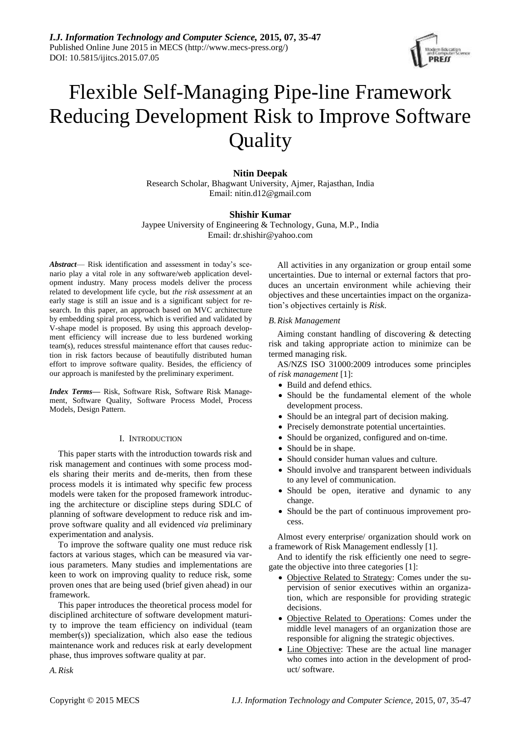# Flexible Self-Managing Pipe-line Framework Reducing Development Risk to Improve Software Quality

**Nitin Deepak**
Research Scholar, Bhagwant University, Ajmer, Rajasthan, India
Email: nitin.d12@gmail.com

**Shishir Kumar**
Jaypee University of Engineering & Technology, Guna, M.P., India
Email: dr.shishir@yahoo.com

***Abstract***— Risk identification and assessment in today's scenario play a vital role in any software/web application development industry. Many process models deliver the process related to development life cycle, but *the risk assessment* at an early stage is still an issue and is a significant subject for research. In this paper, an approach based on MVC architecture by embedding spiral process, which is verified and validated by V-shape model is proposed. By using this approach development efficiency will increase due to less burdened working team(s), reduces stressful maintenance effort that causes reduction in risk factors because of beautifully distributed human effort to improve software quality. Besides, the efficiency of our approach is manifested by the preliminary experiment.

***Index Terms***— Risk, Software Risk, Software Risk Management, Software Quality, Software Process Model, Process Models, Design Pattern.

## I. Introduction

This paper starts with the introduction towards risk and risk management and continues with some process models sharing their merits and de-merits, then from these process models it is intimated why specific few process models were taken for the proposed framework introducing the architecture or discipline steps during SDLC of planning of software development to reduce risk and improve software quality and all evidenced *via* preliminary experimentation and analysis.

To improve the software quality one must reduce risk factors at various stages, which can be measured via various parameters. Many studies and implementations are keen to work on improving quality to reduce risk, some proven ones that are being used (brief given ahead) in our framework.

This paper introduces the theoretical process model for disciplined architecture of software development maturity to improve the team efficiency on individual (team member(s)) specialization, which also ease the tedious maintenance work and reduces risk at early development phase, thus improves software quality at par.

### *A. Risk*

All activities in any organization or group entail some uncertainties. Due to internal or external factors that produces an uncertain environment while achieving their objectives and these uncertainties impact on the organization's objectives certainly is *Risk*.

### *B. Risk Management*

Aiming constant handling of discovering & detecting risk and taking appropriate action to minimize can be termed managing risk.

AS/NZS ISO 31000:2009 introduces some principles of *risk management* [1]:

- Build and defend ethics.
- Should be the fundamental element of the whole development process.
- Should be an integral part of decision making.
- Precisely demonstrate potential uncertainties.
- Should be organized, configured and on-time.
- Should be in shape.
- Should consider human values and culture.
- Should involve and transparent between individuals to any level of communication.
- Should be open, iterative and dynamic to any change.
- Should be the part of continuous improvement process.

Almost every enterprise/ organization should work on a framework of Risk Management endlessly [1].

And to identify the risk efficiently one need to segregate the objective into three categories [1]:

- Objective Related to Strategy: Comes under the supervision of senior executives within an organization, which are responsible for providing strategic decisions.
- Objective Related to Operations: Comes under the middle level managers of an organization those are responsible for aligning the strategic objectives.
- Line Objective: These are the actual line manager who comes into action in the development of product/ software.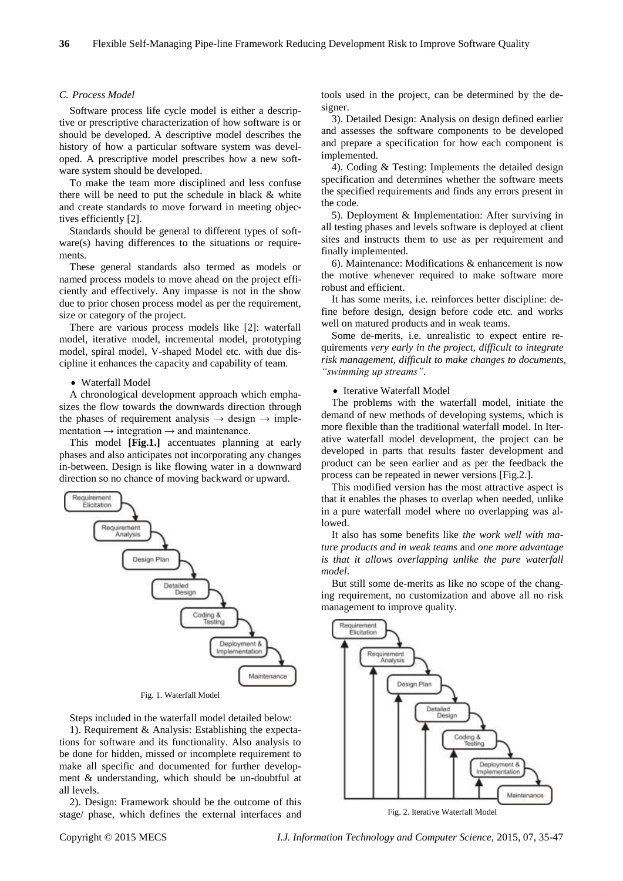### C. Process Model

Software process life cycle model is either a descriptive or prescriptive characterization of how software is or should be developed. A descriptive model describes the history of how a particular software system was developed. A prescriptive model prescribes how a new software system should be developed.

To make the team more disciplined and less confuse there will be need to put the schedule in black & white and create standards to move forward in meeting objectives efficiently [2].

Standards should be general to different types of software(s) having differences to the situations or requirements.

These general standards also termed as models or named process models to move ahead on the project efficiently and effectively. Any impasse is not in the show due to prior chosen process model as per the requirement, size or category of the project.

There are various process models like [2]: waterfall model, iterative model, incremental model, prototyping model, spiral model, V-shaped Model etc. with due discipline it enhances the capacity and capability of team.

- Waterfall Model

A chronological development approach which emphasizes the flow towards the downwards direction through the phases of requirement analysis → design → implementation → integration → and maintenance.

This model **[Fig.1.]** accentuates planning at early phases and also anticipates not incorporating any changes in-between. Design is like flowing water in a downward direction so no chance of moving backward or upward.

Fig. 1. Waterfall Model

Steps included in the waterfall model detailed below:

1). Requirement & Analysis: Establishing the expectations for software and its functionality. Also analysis to be done for hidden, missed or incomplete requirement to make all specific and documented for further development & understanding, which should be un-doubtful at all levels.

2). Design: Framework should be the outcome of this stage/ phase, which defines the external interfaces and tools used in the project, can be determined by the designer.

3). Detailed Design: Analysis on design defined earlier and assesses the software components to be developed and prepare a specification for how each component is implemented.

4). Coding & Testing: Implements the detailed design specification and determines whether the software meets the specified requirements and finds any errors present in the code.

5). Deployment & Implementation: After surviving in all testing phases and levels software is deployed at client sites and instructs them to use as per requirement and finally implemented.

6). Maintenance: Modifications & enhancement is now the motive whenever required to make software more robust and efficient.

It has some merits, i.e. reinforces better discipline: define before design, design before code etc. and works well on matured products and in weak teams.

Some de-merits, i.e. unrealistic to expect entire requirements *very early in the project, difficult to integrate risk management, difficult to make changes to documents, "swimming up streams".*

- Iterative Waterfall Model

The problems with the waterfall model, initiate the demand of new methods of developing systems, which is more flexible than the traditional waterfall model. In Iterative waterfall model development, the project can be developed in parts that results faster development and product can be seen earlier and as per the feedback the process can be repeated in newer versions [Fig.2.].

This modified version has the most attractive aspect is that it enables the phases to overlap when needed, unlike in a pure waterfall model where no overlapping was allowed.

It also has some benefits like *the work well with mature products and in weak teams* and *one more advantage is that it allows overlapping unlike the pure waterfall model*.

But still some de-merits as like no scope of the changing requirement, no customization and above all no risk management to improve quality.

Fig. 2. Iterative Waterfall Model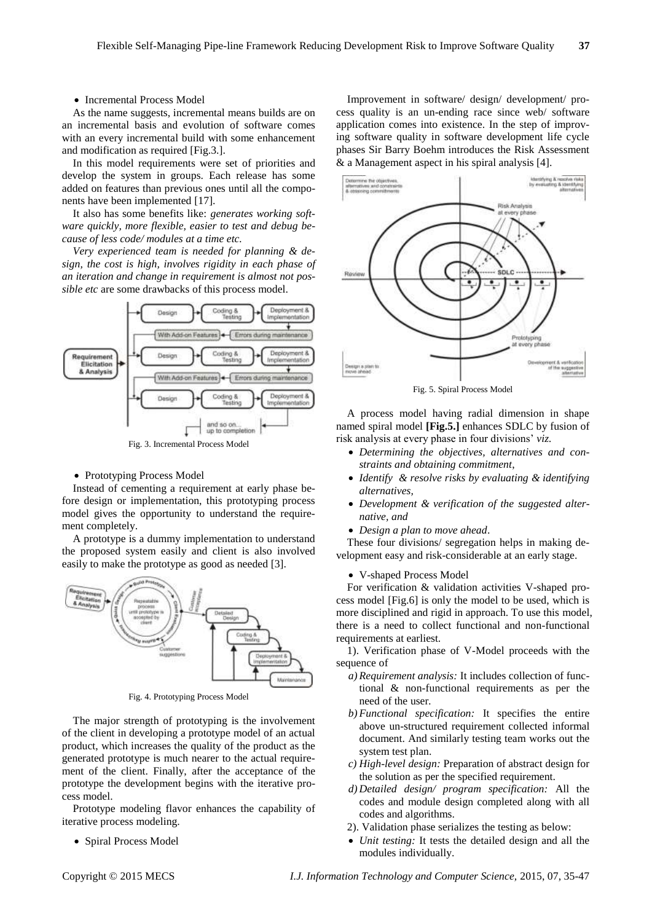- Incremental Process Model

As the name suggests, incremental means builds are on an incremental basis and evolution of software comes with an every incremental build with some enhancement and modification as required [Fig.3.].

In this model requirements were set of priorities and develop the system in groups. Each release has some added on features than previous ones until all the components have been implemented [17].

It also has some benefits like: *generates working software quickly, more flexible, easier to test and debug because of less code/ modules at a time etc.*

*Very experienced team is needed for planning & design, the cost is high, involves rigidity in each phase of an iteration and change in requirement is almost not possible etc* are some drawbacks of this process model.

Fig. 3. Incremental Process Model

- Prototyping Process Model

Instead of cementing a requirement at early phase before design or implementation, this prototyping process model gives the opportunity to understand the requirement completely.

A prototype is a dummy implementation to understand the proposed system easily and client is also involved easily to make the prototype as good as needed [3].

Fig. 4. Prototyping Process Model

The major strength of prototyping is the involvement of the client in developing a prototype model of an actual product, which increases the quality of the product as the generated prototype is much nearer to the actual requirement of the client. Finally, after the acceptance of the prototype the development begins with the iterative process model.

Prototype modeling flavor enhances the capability of iterative process modeling.

- Spiral Process Model

Improvement in software/ design/ development/ process quality is an un-ending race since web/ software application comes into existence. In the step of improving software quality in software development life cycle phases Sir Barry Boehm introduces the Risk Assessment & a Management aspect in his spiral analysis [4].

Fig. 5. Spiral Process Model

A process model having radial dimension in shape named spiral model **[Fig.5.]** enhances SDLC by fusion of risk analysis at every phase in four divisions' *viz.*

- *Determining the objectives, alternatives and constraints and obtaining commitment*,
- *Identify & resolve risks by evaluating & identifying alternatives,*
- *Development & verification of the suggested alternative, and*
- *Design a plan to move ahead*.

These four divisions/ segregation helps in making development easy and risk-considerable at an early stage.

- V-shaped Process Model

For verification & validation activities V-shaped process model [Fig.6] is only the model to be used, which is more disciplined and rigid in approach. To use this model, there is a need to collect functional and non-functional requirements at earliest.

1). Verification phase of V-Model proceeds with the sequence of

a) *Requirement analysis:* It includes collection of functional & non-functional requirements as per the need of the user.
b) *Functional specification:* It specifies the entire above un-structured requirement collected informal document. And similarly testing team works out the system test plan.
c) *High-level design:* Preparation of abstract design for the solution as per the specified requirement.
d) *Detailed design/ program specification:* All the codes and module design completed along with all codes and algorithms.

2). Validation phase serializes the testing as below:

- *Unit testing:* It tests the detailed design and all the modules individually.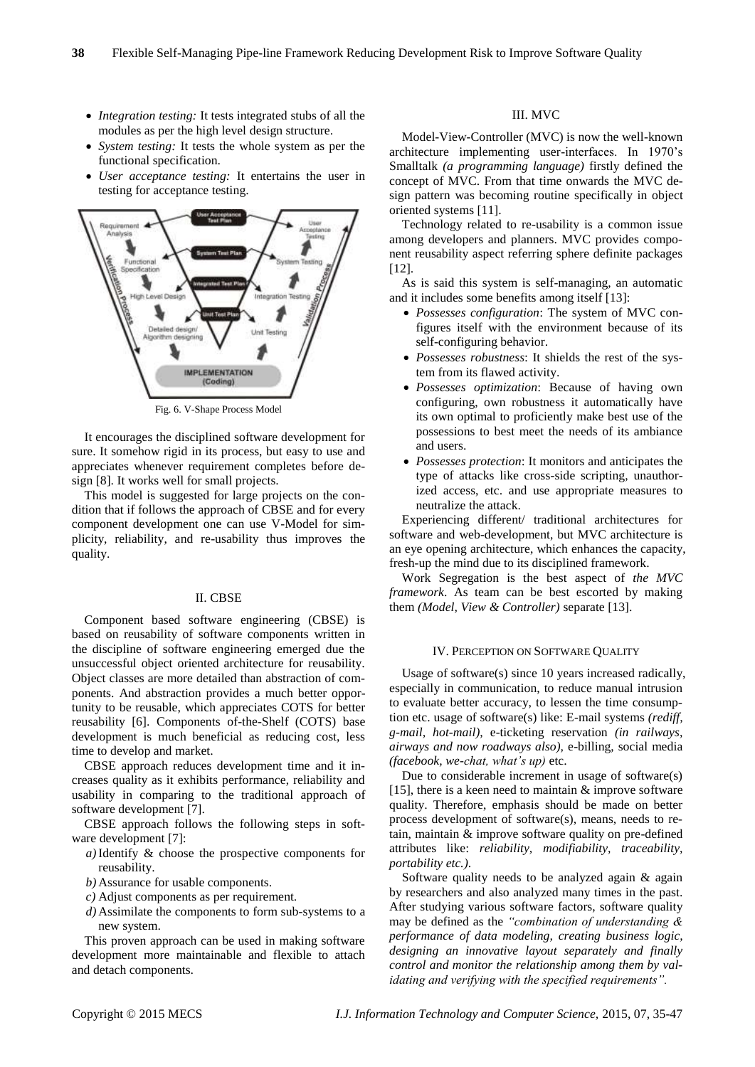- *Integration testing:* It tests integrated stubs of all the modules as per the high level design structure.
- *System testing:* It tests the whole system as per the functional specification.
- *User acceptance testing:* It entertains the user in testing for acceptance testing.

Fig. 6. V-Shape Process Model

It encourages the disciplined software development for sure. It somehow rigid in its process, but easy to use and appreciates whenever requirement completes before design [8]. It works well for small projects.

This model is suggested for large projects on the condition that if follows the approach of CBSE and for every component development one can use V-Model for simplicity, reliability, and re-usability thus improves the quality.

## II. CBSE

Component based software engineering (CBSE) is based on reusability of software components written in the discipline of software engineering emerged due the unsuccessful object oriented architecture for reusability. Object classes are more detailed than abstraction of components. And abstraction provides a much better opportunity to be reusable, which appreciates COTS for better reusability [6]. Components of-the-Shelf (COTS) base development is much beneficial as reducing cost, less time to develop and market.

CBSE approach reduces development time and it increases quality as it exhibits performance, reliability and usability in comparing to the traditional approach of software development [7].

CBSE approach follows the following steps in software development [7]:

*a)* Identify & choose the prospective components for reusability.
*b)* Assurance for usable components.
*c)* Adjust components as per requirement.
*d)* Assimilate the components to form sub-systems to a new system.

This proven approach can be used in making software development more maintainable and flexible to attach and detach components.

## III. MVC

Model-View-Controller (MVC) is now the well-known architecture implementing user-interfaces. In 1970's Smalltalk *(a programming language)* firstly defined the concept of MVC. From that time onwards the MVC design pattern was becoming routine specifically in object oriented systems [11].

Technology related to re-usability is a common issue among developers and planners. MVC provides component reusability aspect referring sphere definite packages [12].

As is said this system is self-managing, an automatic and it includes some benefits among itself [13]:

- *Possesses configuration*: The system of MVC configures itself with the environment because of its self-configuring behavior.
- *Possesses robustness*: It shields the rest of the system from its flawed activity.
- *Possesses optimization*: Because of having own configuring, own robustness it automatically have its own optimal to proficiently make best use of the possessions to best meet the needs of its ambiance and users.
- *Possesses protection*: It monitors and anticipates the type of attacks like cross-side scripting, unauthorized access, etc. and use appropriate measures to neutralize the attack.

Experiencing different/ traditional architectures for software and web-development, but MVC architecture is an eye opening architecture, which enhances the capacity, fresh-up the mind due to its disciplined framework.

Work Segregation is the best aspect of *the MVC framework*. As team can be best escorted by making them *(Model, View & Controller)* separate [13].

## IV. Perception on Software Quality

Usage of software(s) since 10 years increased radically, especially in communication, to reduce manual intrusion to evaluate better accuracy, to lessen the time consumption etc. usage of software(s) like: E-mail systems *(rediff, g-mail, hot-mail),* e-ticketing reservation *(in railways, airways and now roadways also),* e-billing, social media *(facebook, we-chat, what's up)* etc.

Due to considerable increment in usage of software(s) [15], there is a keen need to maintain & improve software quality. Therefore, emphasis should be made on better process development of software(s), means, needs to retain, maintain & improve software quality on pre-defined attributes like: *reliability, modifiability, traceability, portability etc.).*

Software quality needs to be analyzed again & again by researchers and also analyzed many times in the past. After studying various software factors, software quality may be defined as the *"combination of understanding & performance of data modeling, creating business logic, designing an innovative layout separately and finally control and monitor the relationship among them by validating and verifying with the specified requirements".*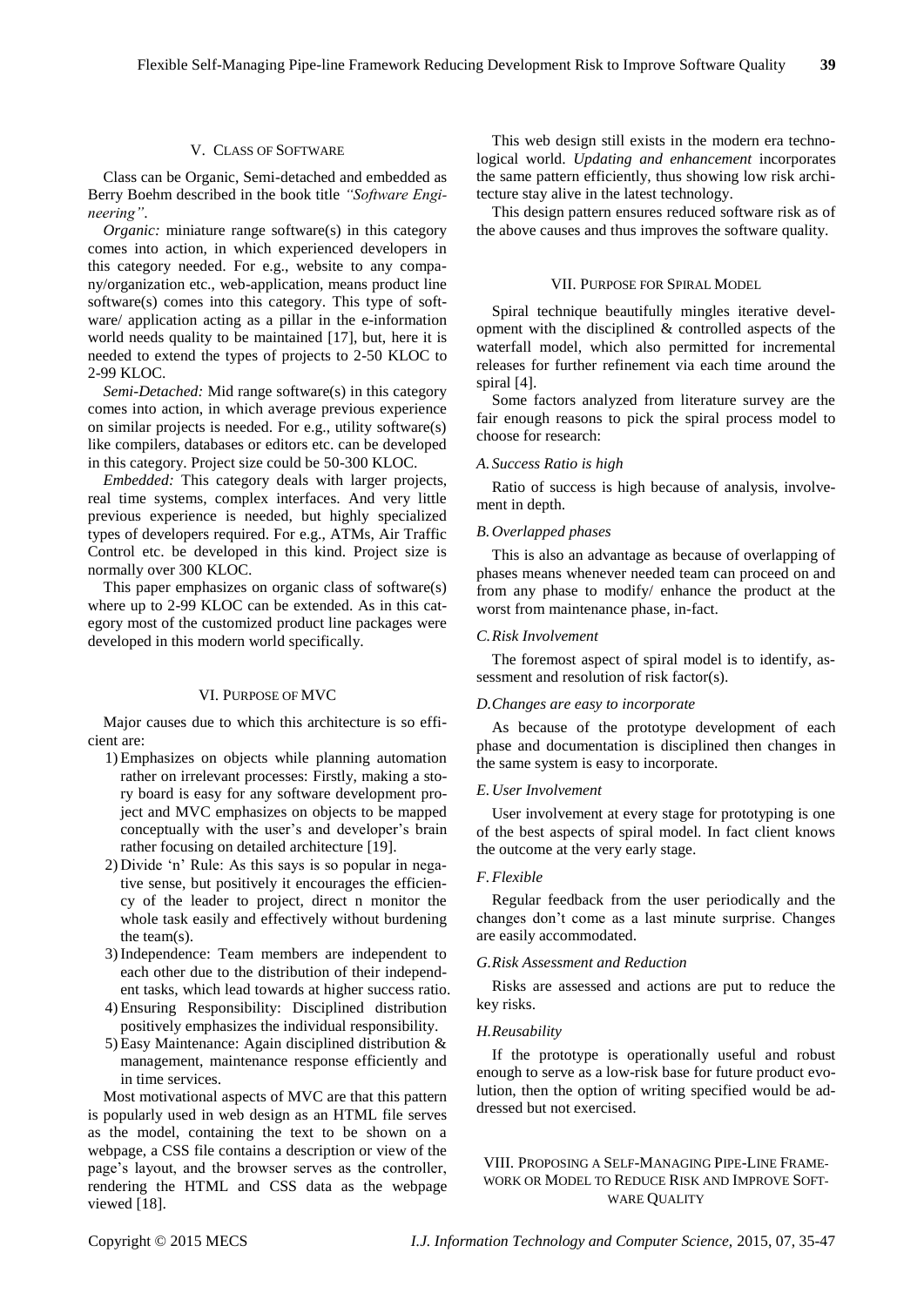## V. Class of Software

Class can be Organic, Semi-detached and embedded as Berry Boehm described in the book title *"Software Engineering"*.

*Organic:* miniature range software(s) in this category comes into action, in which experienced developers in this category needed. For e.g., website to any company/organization etc., web-application, means product line software(s) comes into this category. This type of software/ application acting as a pillar in the e-information world needs quality to be maintained [17], but, here it is needed to extend the types of projects to 2-50 KLOC to 2-99 KLOC.

*Semi-Detached:* Mid range software(s) in this category comes into action, in which average previous experience on similar projects is needed. For e.g., utility software(s) like compilers, databases or editors etc. can be developed in this category. Project size could be 50-300 KLOC.

*Embedded:* This category deals with larger projects, real time systems, complex interfaces. And very little previous experience is needed, but highly specialized types of developers required. For e.g., ATMs, Air Traffic Control etc. be developed in this kind. Project size is normally over 300 KLOC.

This paper emphasizes on organic class of software(s) where up to 2-99 KLOC can be extended. As in this category most of the customized product line packages were developed in this modern world specifically.

## VI. Purpose of MVC

Major causes due to which this architecture is so efficient are:

1) Emphasizes on objects while planning automation rather on irrelevant processes: Firstly, making a story board is easy for any software development project and MVC emphasizes on objects to be mapped conceptually with the user's and developer's brain rather focusing on detailed architecture [19].
2) Divide 'n' Rule: As this says is so popular in negative sense, but positively it encourages the efficiency of the leader to project, direct n monitor the whole task easily and effectively without burdening the team(s).
3) Independence: Team members are independent to each other due to the distribution of their independent tasks, which lead towards at higher success ratio.
4) Ensuring Responsibility: Disciplined distribution positively emphasizes the individual responsibility.
5) Easy Maintenance: Again disciplined distribution & management, maintenance response efficiently and in time services.

Most motivational aspects of MVC are that this pattern is popularly used in web design as an HTML file serves as the model, containing the text to be shown on a webpage, a CSS file contains a description or view of the page's layout, and the browser serves as the controller, rendering the HTML and CSS data as the webpage viewed [18].

This web design still exists in the modern era technological world. *Updating and enhancement* incorporates the same pattern efficiently, thus showing low risk architecture stay alive in the latest technology.

This design pattern ensures reduced software risk as of the above causes and thus improves the software quality.

## VII. Purpose for Spiral Model

Spiral technique beautifully mingles iterative development with the disciplined & controlled aspects of the waterfall model, which also permitted for incremental releases for further refinement via each time around the spiral [4].

Some factors analyzed from literature survey are the fair enough reasons to pick the spiral process model to choose for research:

### *A. Success Ratio is high*

Ratio of success is high because of analysis, involvement in depth.

### *B. Overlapped phases*

This is also an advantage as because of overlapping of phases means whenever needed team can proceed on and from any phase to modify/ enhance the product at the worst from maintenance phase, in-fact.

### *C. Risk Involvement*

The foremost aspect of spiral model is to identify, assessment and resolution of risk factor(s).

### *D. Changes are easy to incorporate*

As because of the prototype development of each phase and documentation is disciplined then changes in the same system is easy to incorporate.

### *E. User Involvement*

User involvement at every stage for prototyping is one of the best aspects of spiral model. In fact client knows the outcome at the very early stage.

### *F. Flexible*

Regular feedback from the user periodically and the changes don't come as a last minute surprise. Changes are easily accommodated.

### *G. Risk Assessment and Reduction*

Risks are assessed and actions are put to reduce the key risks.

### *H. Reusability*

If the prototype is operationally useful and robust enough to serve as a low-risk base for future product evolution, then the option of writing specified would be addressed but not exercised.

## VIII. Proposing a Self-Managing Pipe-Line Framework or Model to Reduce Risk and Improve Software Quality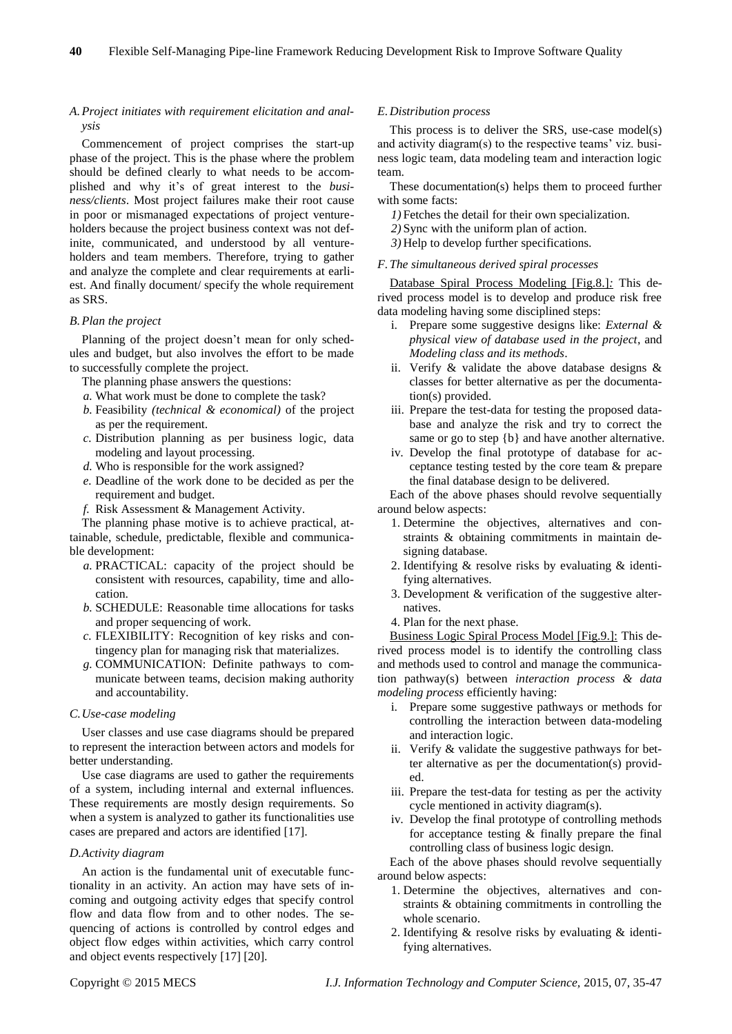### A. Project initiates with requirement elicitation and analysis

Commencement of project comprises the start-up phase of the project. This is the phase where the problem should be defined clearly to what needs to be accomplished and why it's of great interest to the *business/clients*. Most project failures make their root cause in poor or mismanaged expectations of project ventureholders because the project business context was not definite, communicated, and understood by all ventureholders and team members. Therefore, trying to gather and analyze the complete and clear requirements at earliest. And finally document/ specify the whole requirement as SRS.

### B. Plan the project

Planning of the project doesn't mean for only schedules and budget, but also involves the effort to be made to successfully complete the project.

The planning phase answers the questions:

*a.* What work must be done to complete the task?
*b.* Feasibility *(technical & economical)* of the project as per the requirement.
*c.* Distribution planning as per business logic, data modeling and layout processing.
*d.* Who is responsible for the work assigned?
*e.* Deadline of the work done to be decided as per the requirement and budget.
*f.* Risk Assessment & Management Activity.

The planning phase motive is to achieve practical, attainable, schedule, predictable, flexible and communicable development:

*a.* PRACTICAL: capacity of the project should be consistent with resources, capability, time and allocation.
*b.* SCHEDULE: Reasonable time allocations for tasks and proper sequencing of work.
*c.* FLEXIBILITY: Recognition of key risks and contingency plan for managing risk that materializes.
*g.* COMMUNICATION: Definite pathways to communicate between teams, decision making authority and accountability.

### C. Use-case modeling

User classes and use case diagrams should be prepared to represent the interaction between actors and models for better understanding.

Use case diagrams are used to gather the requirements of a system, including internal and external influences. These requirements are mostly design requirements. So when a system is analyzed to gather its functionalities use cases are prepared and actors are identified [17].

### D. Activity diagram

An action is the fundamental unit of executable functionality in an activity. An action may have sets of incoming and outgoing activity edges that specify control flow and data flow from and to other nodes. The sequencing of actions is controlled by control edges and object flow edges within activities, which carry control and object events respectively [17] [20].

### E. Distribution process

This process is to deliver the SRS, use-case model(s) and activity diagram(s) to the respective teams' viz. business logic team, data modeling team and interaction logic team.

These documentation(s) helps them to proceed further with some facts:

*1)* Fetches the detail for their own specialization.
*2)* Sync with the uniform plan of action.
*3)* Help to develop further specifications.

### F. The simultaneous derived spiral processes

Database Spiral Process Modeling [Fig.8.]*:* This derived process model is to develop and produce risk free data modeling having some disciplined steps:

i. Prepare some suggestive designs like: *External & physical view of database used in the project*, and *Modeling class and its methods*.
ii. Verify & validate the above database designs & classes for better alternative as per the documentation(s) provided.
iii. Prepare the test-data for testing the proposed database and analyze the risk and try to correct the same or go to step {b} and have another alternative.
iv. Develop the final prototype of database for acceptance testing tested by the core team & prepare the final database design to be delivered.

Each of the above phases should revolve sequentially around below aspects:

1. Determine the objectives, alternatives and constraints & obtaining commitments in maintain designing database.
2. Identifying & resolve risks by evaluating & identifying alternatives.
3. Development & verification of the suggestive alternatives.
4. Plan for the next phase.

Business Logic Spiral Process Model [Fig.9.]: This derived process model is to identify the controlling class and methods used to control and manage the communication pathway(s) between *interaction process & data modeling process* efficiently having:

i. Prepare some suggestive pathways or methods for controlling the interaction between data-modeling and interaction logic.
ii. Verify & validate the suggestive pathways for better alternative as per the documentation(s) provided.
iii. Prepare the test-data for testing as per the activity cycle mentioned in activity diagram(s).
iv. Develop the final prototype of controlling methods for acceptance testing & finally prepare the final controlling class of business logic design.

Each of the above phases should revolve sequentially around below aspects:

1. Determine the objectives, alternatives and constraints & obtaining commitments in controlling the whole scenario.
2. Identifying & resolve risks by evaluating & identifying alternatives.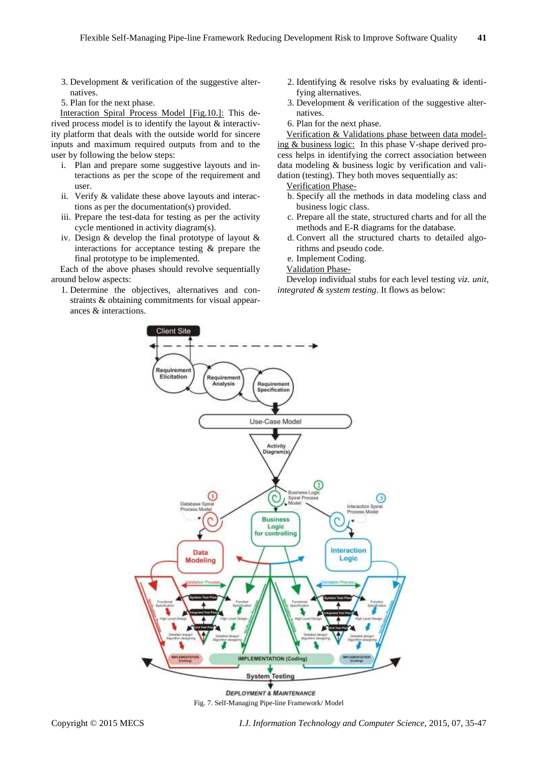3. Development & verification of the suggestive alternatives.
5. Plan for the next phase.

Interaction Spiral Process Model [Fig.10.]: This derived process model is to identify the layout & interactivity platform that deals with the outside world for sincere inputs and maximum required outputs from and to the user by following the below steps:

i. Plan and prepare some suggestive layouts and interactions as per the scope of the requirement and user.
ii. Verify & validate these above layouts and interactions as per the documentation(s) provided.
iii. Prepare the test-data for testing as per the activity cycle mentioned in activity diagram(s).
iv. Design & develop the final prototype of layout & interactions for acceptance testing & prepare the final prototype to be implemented.

Each of the above phases should revolve sequentially around below aspects:

1. Determine the objectives, alternatives and constraints & obtaining commitments for visual appearances & interactions.
2. Identifying & resolve risks by evaluating & identifying alternatives.
3. Development & verification of the suggestive alternatives.
6. Plan for the next phase.

Verification & Validations phase between data modeling & business logic: In this phase V-shape derived process helps in identifying the correct association between data modeling & business logic by verification and validation (testing). They both moves sequentially as:

Verification Phase-

b. Specify all the methods in data modeling class and business logic class.
c. Prepare all the state, structured charts and for all the methods and E-R diagrams for the database.
d. Convert all the structured charts to detailed algorithms and pseudo code.
e. Implement Coding.

Validation Phase-

Develop individual stubs for each level testing *viz. unit, integrated & system testing*. It flows as below:

Fig. 7. Self-Managing Pipe-line Framework/ Model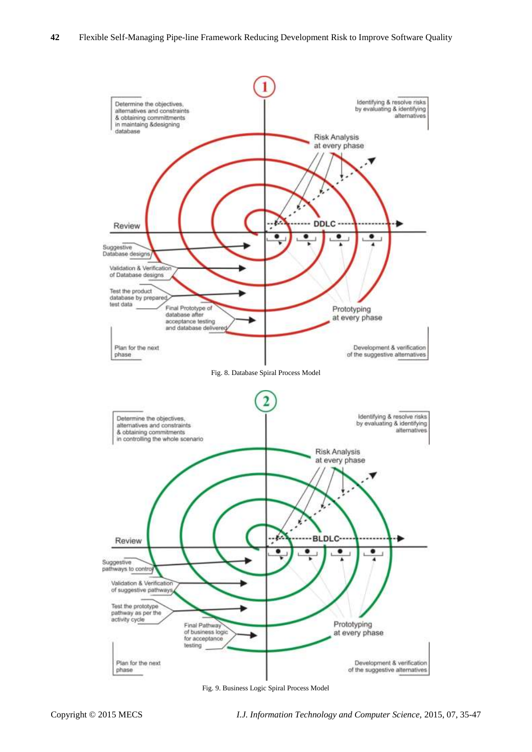Fig. 8. Database Spiral Process Model

Fig. 9. Business Logic Spiral Process Model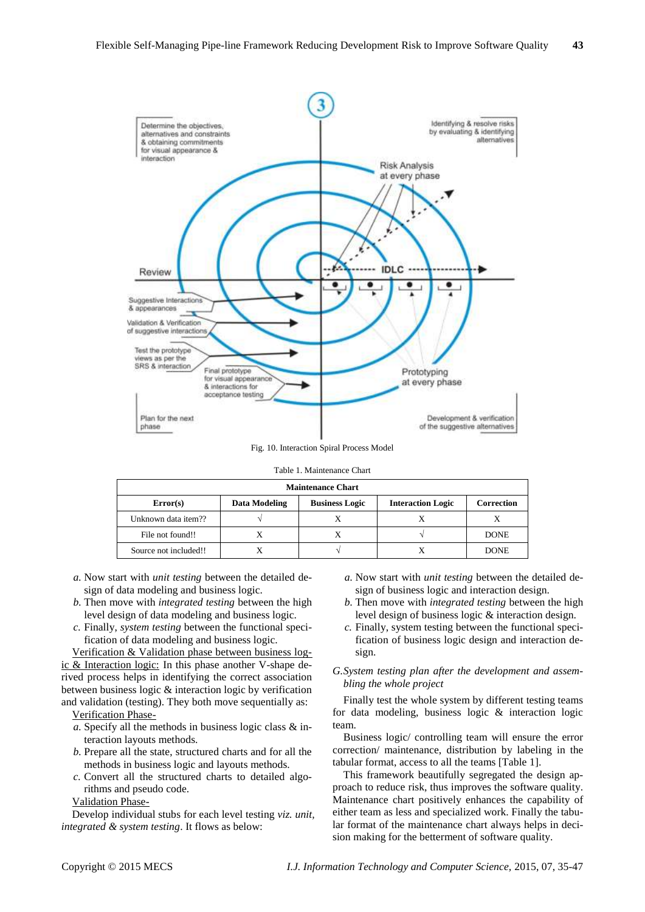Fig. 10. Interaction Spiral Process Model

Table 1. Maintenance Chart

| Maintenance Chart | | | | |
|---|---|---|---|---|
| **Error(s)** | **Data Modeling** | **Business Logic** | **Interaction Logic** | **Correction** |
| Unknown data item?? | √ | X | X | X |
| File not found!! | X | X | √ | DONE |
| Source not included!! | X | √ | X | DONE |

a. Now start with *unit testing* between the detailed design of data modeling and business logic.

b. Then move with *integrated testing* between the high level design of data modeling and business logic.

c. Finally, *system testing* between the functional specification of data modeling and business logic.

Verification & Validation phase between business logic & Interaction logic: In this phase another V-shape derived process helps in identifying the correct association between business logic & interaction logic by verification and validation (testing). They both move sequentially as:

Verification Phase-

a. Specify all the methods in business logic class & interaction layouts methods.

b. Prepare all the state, structured charts and for all the methods in business logic and layouts methods.

c. Convert all the structured charts to detailed algorithms and pseudo code.

Validation Phase-

Develop individual stubs for each level testing *viz. unit, integrated & system testing*. It flows as below:

a. Now start with *unit testing* between the detailed design of business logic and interaction design.

b. Then move with *integrated testing* between the high level design of business logic & interaction design.

c. Finally, system testing between the functional specification of business logic design and interaction design.

*G.System testing plan after the development and assembling the whole project*

Finally test the whole system by different testing teams for data modeling, business logic & interaction logic team.

Business logic/ controlling team will ensure the error correction/ maintenance, distribution by labeling in the tabular format, access to all the teams [Table 1].

This framework beautifully segregated the design approach to reduce risk, thus improves the software quality. Maintenance chart positively enhances the capability of either team as less and specialized work. Finally the tabular format of the maintenance chart always helps in decision making for the betterment of software quality.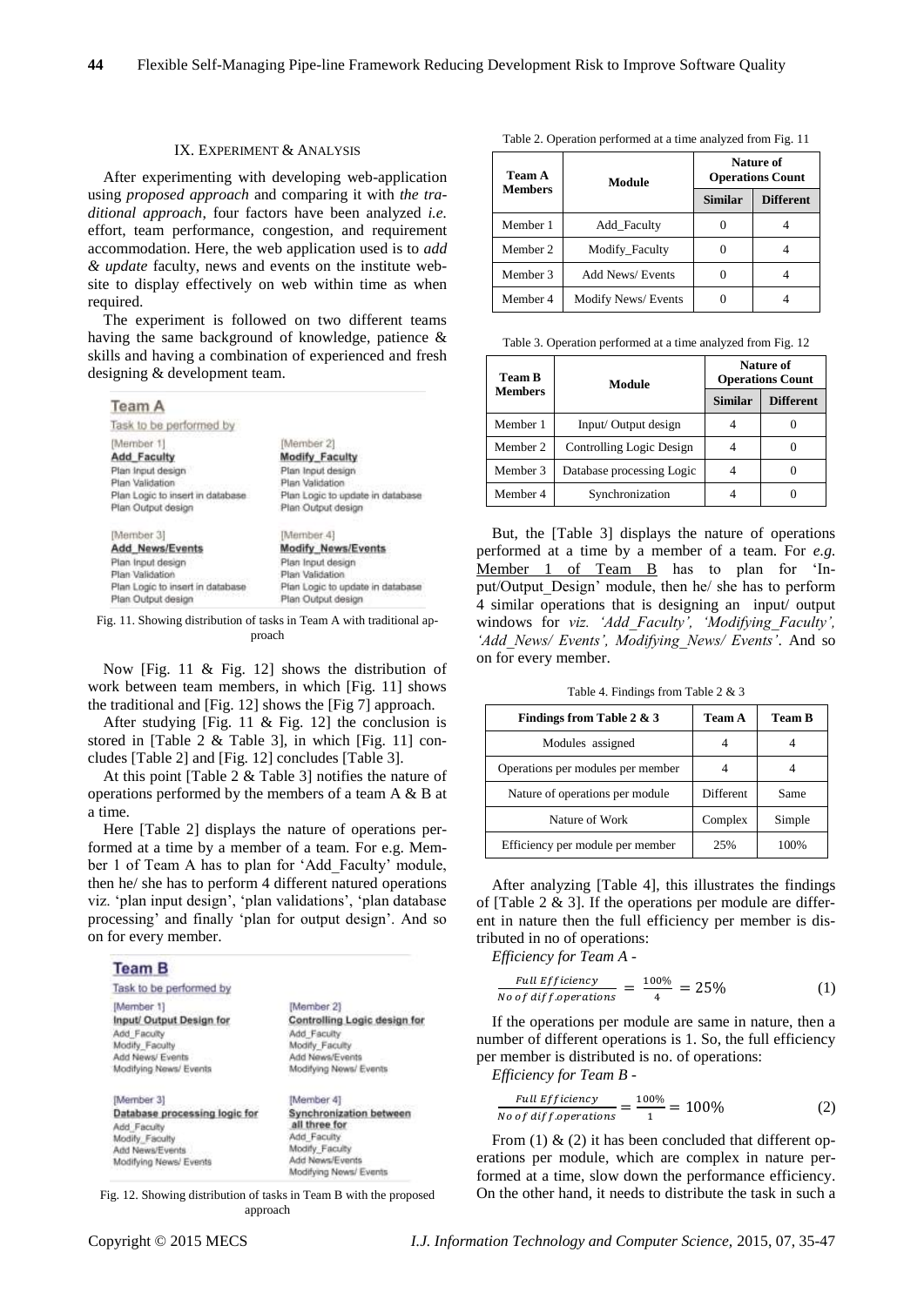## IX. Experiment & Analysis

After experimenting with developing web-application using *proposed approach* and comparing it with *the traditional approach*, four factors have been analyzed *i.e.* effort, team performance, congestion, and requirement accommodation. Here, the web application used is to *add & update* faculty, news and events on the institute website to display effectively on web within time as when required.

The experiment is followed on two different teams having the same background of knowledge, patience & skills and having a combination of experienced and fresh designing & development team.

**Team A**

Task to be performed by

| [Member 1] | [Member 2] |
|---|---|
| **Add_Faculty** | **Modify_Faculty** |
| Plan Input design | Plan Input design |
| Plan Validation | Plan Validation |
| Plan Logic to insert in database | Plan Logic to update in database |
| Plan Output design | Plan Output design |
| [Member 3] | [Member 4] |
| **Add_News/Events** | **Modify_News/Events** |
| Plan Input design | Plan Input design |
| Plan Validation | Plan Validation |
| Plan Logic to insert in database | Plan Logic to update in database |
| Plan Output design | Plan Output design |

Fig. 11. Showing distribution of tasks in Team A with traditional approach

Now [Fig. 11 & Fig. 12] shows the distribution of work between team members, in which [Fig. 11] shows the traditional and [Fig. 12] shows the [Fig 7] approach.

After studying [Fig. 11 & Fig. 12] the conclusion is stored in [Table 2 & Table 3], in which [Fig. 11] concludes [Table 2] and [Fig. 12] concludes [Table 3].

At this point [Table 2 & Table 3] notifies the nature of operations performed by the members of a team A & B at a time.

Here [Table 2] displays the nature of operations performed at a time by a member of a team. For e.g. Member 1 of Team A has to plan for 'Add_Faculty' module, then he/ she has to perform 4 different natured operations viz. 'plan input design', 'plan validations', 'plan database processing' and finally 'plan for output design'. And so on for every member.

**Team B**

Task to be performed by

| [Member 1] | [Member 2] |
|---|---|
| **Input/ Output Design for** | **Controlling Logic design for** |
| Add_Faculty | Add_Faculty |
| Modify_Faculty | Modify_Faculty |
| Add News/ Events | Add News/Events |
| Modifying News/ Events | Modifying News/ Events |
| [Member 3] | [Member 4] |
| **Database processing logic for** | **Synchronization between all three for** |
| Add_Faculty | Add_Faculty |
| Modify_Faculty | Modify_Faculty |
| Add News/Events | Add News/Events |
| Modifying News/ Events | Modifying News/ Events |

Fig. 12. Showing distribution of tasks in Team B with the proposed approach

Table 2. Operation performed at a time analyzed from Fig. 11

| Team A Members | Module | Nature of Operations Count | |
|---|---|---|---|
| | | Similar | Different |
| Member 1 | Add_Faculty | 0 | 4 |
| Member 2 | Modify_Faculty | 0 | 4 |
| Member 3 | Add News/ Events | 0 | 4 |
| Member 4 | Modify News/ Events | 0 | 4 |

Table 3. Operation performed at a time analyzed from Fig. 12

| Team B Members | Module | Nature of Operations Count | |
|---|---|---|---|
| | | Similar | Different |
| Member 1 | Input/ Output design | 4 | 0 |
| Member 2 | Controlling Logic Design | 4 | 0 |
| Member 3 | Database processing Logic | 4 | 0 |
| Member 4 | Synchronization | 4 | 0 |

But, the [Table 3] displays the nature of operations performed at a time by a member of a team. For *e.g.* Member 1 of Team B has to plan for 'Input/Output_Design' module, then he/ she has to perform 4 similar operations that is designing an input/ output windows for *viz. 'Add_Faculty', 'Modifying_Faculty', 'Add_News/ Events', Modifying_News/ Events'*. And so on for every member.

Table 4. Findings from Table 2 & 3

| Findings from Table 2 & 3 | Team A | Team B |
|---|---|---|
| Modules assigned | 4 | 4 |
| Operations per modules per member | 4 | 4 |
| Nature of operations per module | Different | Same |
| Nature of Work | Complex | Simple |
| Efficiency per module per member | 25% | 100% |

After analyzing [Table 4], this illustrates the findings of [Table 2 & 3]. If the operations per module are different in nature then the full efficiency per member is distributed in no of operations:

*Efficiency for Team A -*

$$\frac{Full\ Efficiency}{No\ of\ diff.operations} = \frac{100\%}{4} = 25\% \quad (1)$$

If the operations per module are same in nature, then a number of different operations is 1. So, the full efficiency per member is distributed is no. of operations:

*Efficiency for Team B -*

$$\frac{Full\ Efficiency}{No\ of\ diff.operations} = \frac{100\%}{1} = 100\% \quad (2)$$

From (1) & (2) it has been concluded that different operations per module, which are complex in nature performed at a time, slow down the performance efficiency. On the other hand, it needs to distribute the task in such a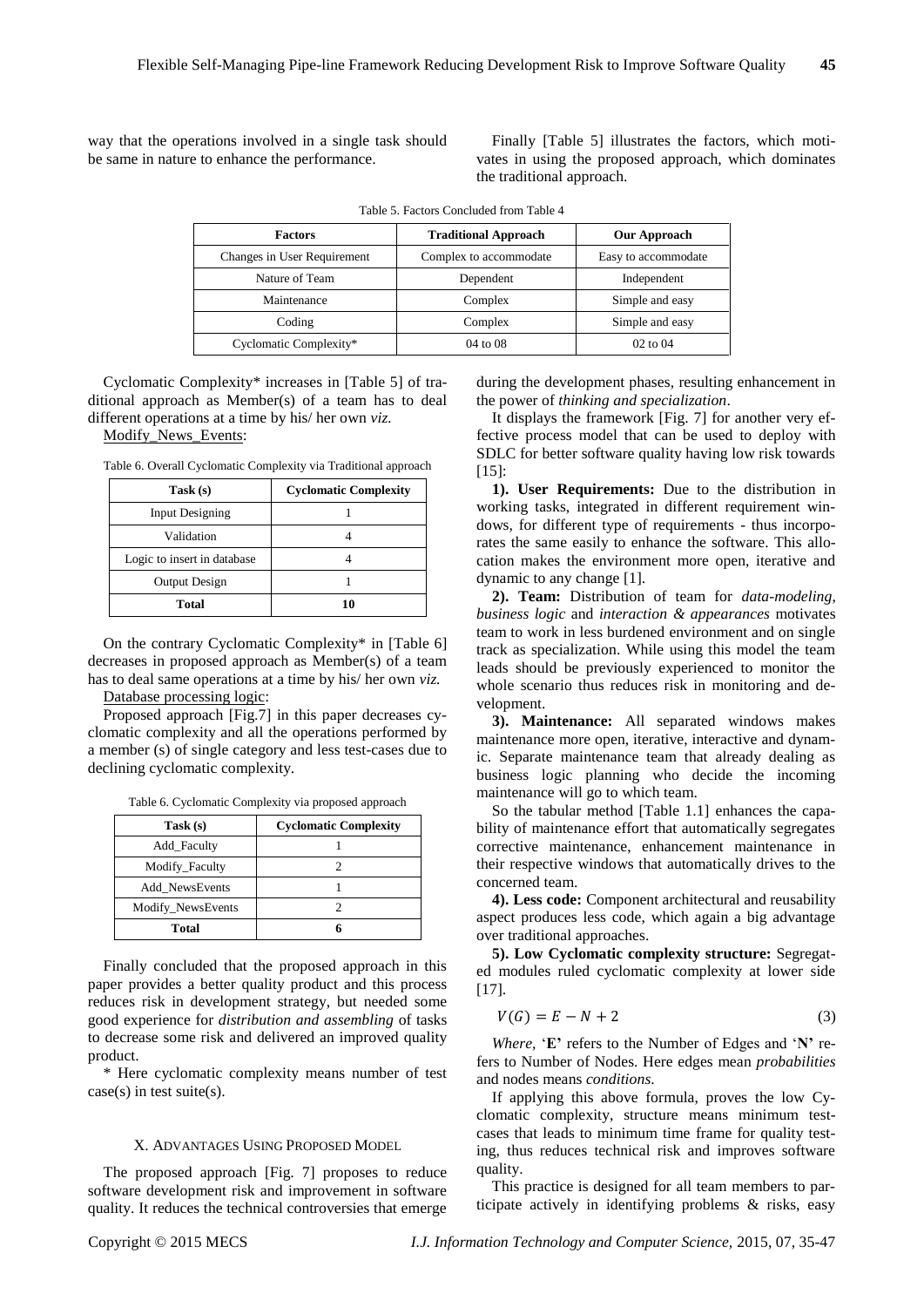way that the operations involved in a single task should be same in nature to enhance the performance.

Finally [Table 5] illustrates the factors, which motivates in using the proposed approach, which dominates the traditional approach.

Table 5. Factors Concluded from Table 4

| Factors | Traditional Approach | Our Approach |
|---|---|---|
| Changes in User Requirement | Complex to accommodate | Easy to accommodate |
| Nature of Team | Dependent | Independent |
| Maintenance | Complex | Simple and easy |
| Coding | Complex | Simple and easy |
| Cyclomatic Complexity* | 04 to 08 | 02 to 04 |

Cyclomatic Complexity* increases in [Table 5] of traditional approach as Member(s) of a team has to deal different operations at a time by his/ her own *viz.* Modify_News_Events:

Table 6. Overall Cyclomatic Complexity via Traditional approach

| Task (s) | Cyclomatic Complexity |
|---|---|
| Input Designing | 1 |
| Validation | 4 |
| Logic to insert in database | 4 |
| Output Design | 1 |
| **Total** | **10** |

On the contrary Cyclomatic Complexity* in [Table 6] decreases in proposed approach as Member(s) of a team has to deal same operations at a time by his/ her own *viz.* Database processing logic:

Proposed approach [Fig.7] in this paper decreases cyclomatic complexity and all the operations performed by a member (s) of single category and less test-cases due to declining cyclomatic complexity.

Table 6. Cyclomatic Complexity via proposed approach

| Task (s) | Cyclomatic Complexity |
|---|---|
| Add_Faculty | 1 |
| Modify_Faculty | 2 |
| Add_NewsEvents | 1 |
| Modify_NewsEvents | 2 |
| **Total** | **6** |

Finally concluded that the proposed approach in this paper provides a better quality product and this process reduces risk in development strategy, but needed some good experience for *distribution and assembling* of tasks to decrease some risk and delivered an improved quality product.

\* Here cyclomatic complexity means number of test case(s) in test suite(s).

## X. Advantages Using Proposed Model

The proposed approach [Fig. 7] proposes to reduce software development risk and improvement in software quality. It reduces the technical controversies that emerge during the development phases, resulting enhancement in the power of *thinking and specialization*.

It displays the framework [Fig. 7] for another very effective process model that can be used to deploy with SDLC for better software quality having low risk towards [15]:

**1). User Requirements:** Due to the distribution in working tasks, integrated in different requirement windows, for different type of requirements - thus incorporates the same easily to enhance the software. This allocation makes the environment more open, iterative and dynamic to any change [1].

**2). Team:** Distribution of team for *data-modeling*, *business logic* and *interaction & appearances* motivates team to work in less burdened environment and on single track as specialization. While using this model the team leads should be previously experienced to monitor the whole scenario thus reduces risk in monitoring and development.

**3). Maintenance:** All separated windows makes maintenance more open, iterative, interactive and dynamic. Separate maintenance team that already dealing as business logic planning who decide the incoming maintenance will go to which team.

So the tabular method [Table 1.1] enhances the capability of maintenance effort that automatically segregates corrective maintenance, enhancement maintenance in their respective windows that automatically drives to the concerned team.

**4). Less code:** Component architectural and reusability aspect produces less code, which again a big advantage over traditional approaches.

**5). Low Cyclomatic complexity structure:** Segregated modules ruled cyclomatic complexity at lower side [17].

$$V(G) = E - N + 2 \tag{3}$$

*Where*, '**E**' refers to the Number of Edges and '**N**' refers to Number of Nodes. Here edges mean *probabilities* and nodes means *conditions*.

If applying this above formula, proves the low Cyclomatic complexity, structure means minimum test-cases that leads to minimum time frame for quality testing, thus reduces technical risk and improves software quality.

This practice is designed for all team members to participate actively in identifying problems & risks, easy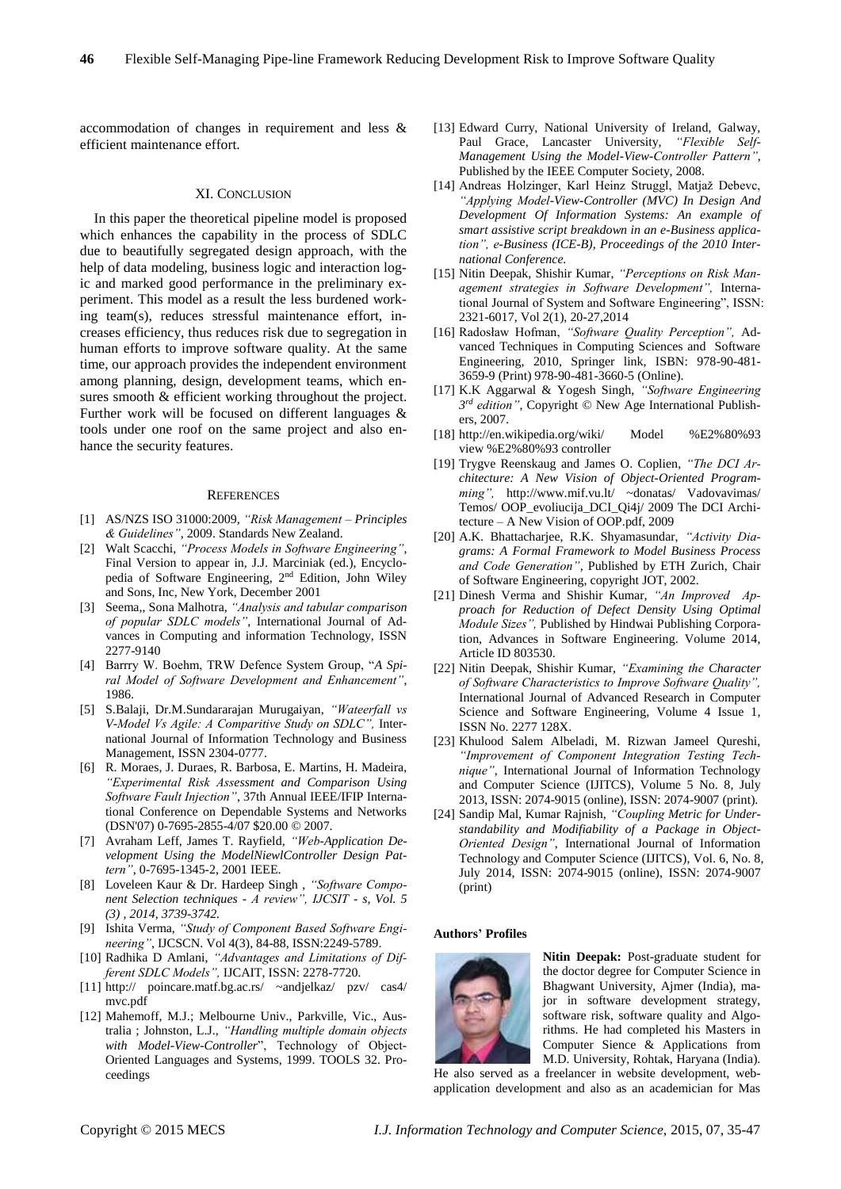accommodation of changes in requirement and less & efficient maintenance effort.

## XI. Conclusion

In this paper the theoretical pipeline model is proposed which enhances the capability in the process of SDLC due to beautifully segregated design approach, with the help of data modeling, business logic and interaction logic and marked good performance in the preliminary experiment. This model as a result the less burdened working team(s), reduces stressful maintenance effort, increases efficiency, thus reduces risk due to segregation in human efforts to improve software quality. At the same time, our approach provides the independent environment among planning, design, development teams, which ensures smooth & efficient working throughout the project. Further work will be focused on different languages & tools under one roof on the same project and also enhance the security features.

## References

[1] AS/NZS ISO 31000:2009, *"Risk Management – Principles & Guidelines"*, 2009. Standards New Zealand.

[2] Walt Scacchi, *"Process Models in Software Engineering"*, Final Version to appear in, J.J. Marciniak (ed.), Encyclopedia of Software Engineering, 2nd Edition, John Wiley and Sons, Inc, New York, December 2001

[3] Seema,, Sona Malhotra, *"Analysis and tabular comparison of popular SDLC models"*, International Journal of Advances in Computing and information Technology, ISSN 2277-9140

[4] Barrry W. Boehm, TRW Defence System Group, "*A Spiral Model of Software Development and Enhancement"*, 1986.

[5] S.Balaji, Dr.M.Sundararajan Murugaiyan, *"Wateerfall vs V-Model Vs Agile: A Comparitive Study on SDLC",* International Journal of Information Technology and Business Management, ISSN 2304-0777.

[6] R. Moraes, J. Duraes, R. Barbosa, E. Martins, H. Madeira, *"Experimental Risk Assessment and Comparison Using Software Fault Injection"*, 37th Annual IEEE/IFIP International Conference on Dependable Systems and Networks (DSN'07) 0-7695-2855-4/07 $20.00 © 2007.

[7] Avraham Leff, James T. Rayfield, *"Web-Application Development Using the ModelNiewlController Design Pattern"*, 0-7695-1345-2, 2001 IEEE.

[8] Loveleen Kaur & Dr. Hardeep Singh , *"Software Component Selection techniques - A review", IJCSIT - s, Vol. 5 (3) , 2014, 3739-3742.*

[9] Ishita Verma, *"Study of Component Based Software Engineering"*, IJCSCN. Vol 4(3), 84-88, ISSN:2249-5789.

[10] Radhika D Amlani, *"Advantages and Limitations of Different SDLC Models",* IJCAIT, ISSN: 2278-7720.

[11] http:// poincare.matf.bg.ac.rs/ ~andjelkaz/ pzv/ cas4/ mvc.pdf

[12] Mahemoff, M.J.; Melbourne Univ., Parkville, Vic., Australia ; Johnston, L.J., *"Handling multiple domain objects with Model-View-Controller*", Technology of Object-Oriented Languages and Systems, 1999. TOOLS 32. Proceedings

[13] Edward Curry, National University of Ireland, Galway, Paul Grace, Lancaster University, *"Flexible Self-Management Using the Model-View-Controller Pattern"*, Published by the IEEE Computer Society, 2008.

[14] Andreas Holzinger, Karl Heinz Struggl, Matjaž Debevc, *"Applying Model-View-Controller (MVC) In Design And Development Of Information Systems: An example of smart assistive script breakdown in an e-Business application", e-Business (ICE-B), Proceedings of the 2010 International Conference.*

[15] Nitin Deepak, Shishir Kumar, *"Perceptions on Risk Management strategies in Software Development",* International Journal of System and Software Engineering", ISSN: 2321-6017, Vol 2(1), 20-27,2014

[16] Radosław Hofman, *"Software Quality Perception",* Advanced Techniques in Computing Sciences and Software Engineering, 2010, Springer link, ISBN: 978-90-481-3659-9 (Print) 978-90-481-3660-5 (Online).

[17] K.K Aggarwal & Yogesh Singh, *"Software Engineering 3rd edition"*, Copyright © New Age International Publishers, 2007.

[18] http://en.wikipedia.org/wiki/ Model %E2%80%93 view %E2%80%93 controller

[19] Trygve Reenskaug and James O. Coplien, *"The DCI Architecture: A New Vision of Object-Oriented Programming",* http://www.mif.vu.lt/ ~donatas/ Vadovavimas/ Temos/ OOP_evoliucija_DCI_Qi4j/ 2009 The DCI Architecture – A New Vision of OOP.pdf, 2009

[20] A.K. Bhattacharjee, R.K. Shyamasundar, *"Activity Diagrams: A Formal Framework to Model Business Process and Code Generation"*, Published by ETH Zurich, Chair of Software Engineering, copyright JOT, 2002.

[21] Dinesh Verma and Shishir Kumar, *"An Improved Approach for Reduction of Defect Density Using Optimal Module Sizes",* Published by Hindwai Publishing Corporation, Advances in Software Engineering. Volume 2014, Article ID 803530.

[22] Nitin Deepak, Shishir Kumar, *"Examining the Character of Software Characteristics to Improve Software Quality",* International Journal of Advanced Research in Computer Science and Software Engineering, Volume 4 Issue 1, ISSN No. 2277 128X.

[23] Khulood Salem Albeladi, M. Rizwan Jameel Qureshi, *"Improvement of Component Integration Testing Technique"*, International Journal of Information Technology and Computer Science (IJITCS), Volume 5 No. 8, July 2013, ISSN: 2074-9015 (online), ISSN: 2074-9007 (print).

[24] Sandip Mal, Kumar Rajnish, *"Coupling Metric for Understandability and Modifiability of a Package in Object-Oriented Design"*, International Journal of Information Technology and Computer Science (IJITCS), Vol. 6, No. 8, July 2014, ISSN: 2074-9015 (online), ISSN: 2074-9007 (print)

**Authors' Profiles**

**Nitin Deepak:** Post-graduate student for the doctor degree for Computer Science in Bhagwant University, Ajmer (India), major in software development strategy, software risk, software quality and Algorithms. He had completed his Masters in Computer Sience & Applications from M.D. University, Rohtak, Haryana (India). He also served as a freelancer in website development, web-application development and also as an academician for Mas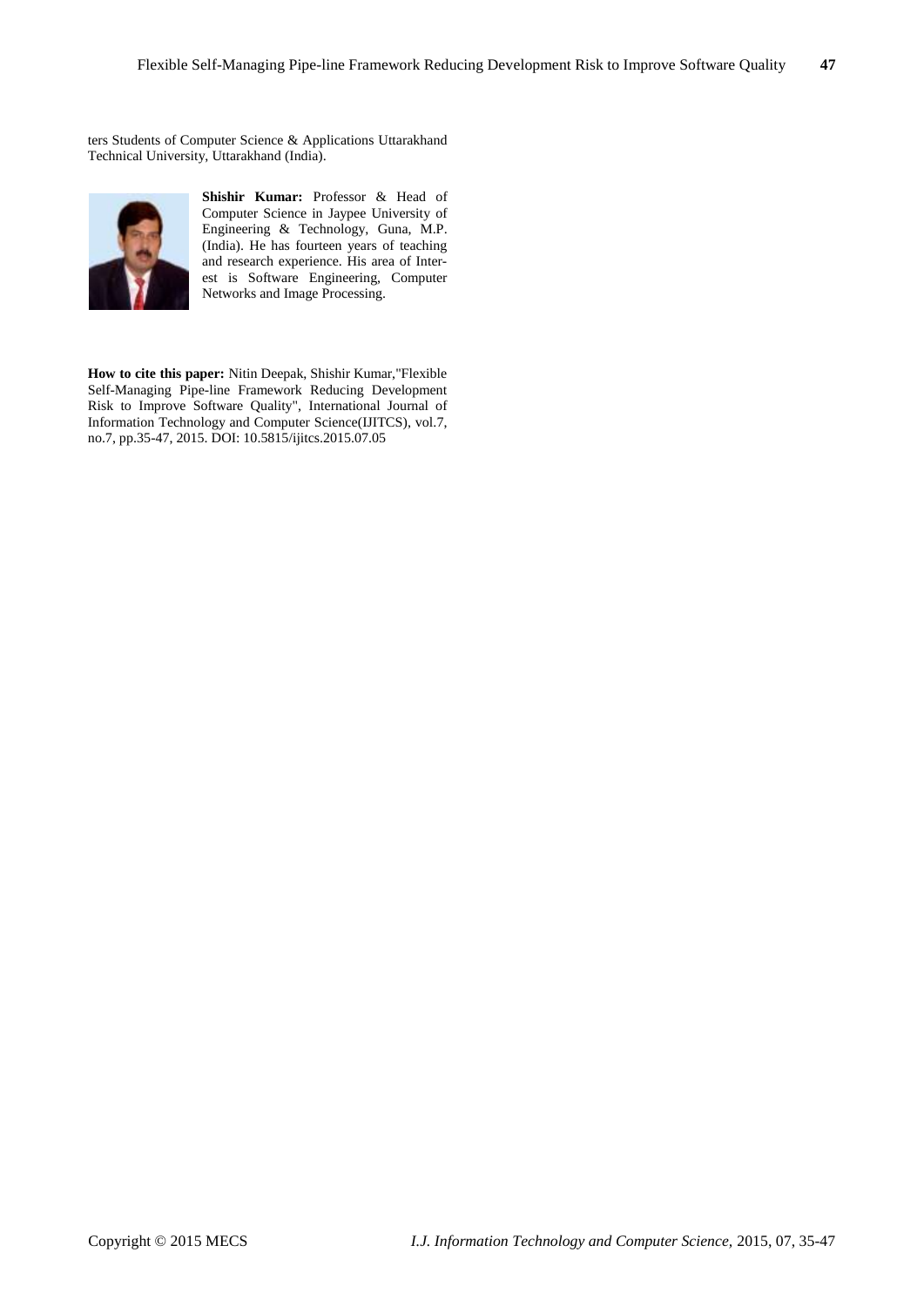ters Students of Computer Science & Applications Uttarakhand Technical University, Uttarakhand (India).

**Shishir Kumar:** Professor & Head of Computer Science in Jaypee University of Engineering & Technology, Guna, M.P. (India). He has fourteen years of teaching and research experience. His area of Interest is Software Engineering, Computer Networks and Image Processing.

**How to cite this paper:** Nitin Deepak, Shishir Kumar,"Flexible Self-Managing Pipe-line Framework Reducing Development Risk to Improve Software Quality", International Journal of Information Technology and Computer Science(IJITCS), vol.7, no.7, pp.35-47, 2015. DOI: 10.5815/ijitcs.2015.07.05